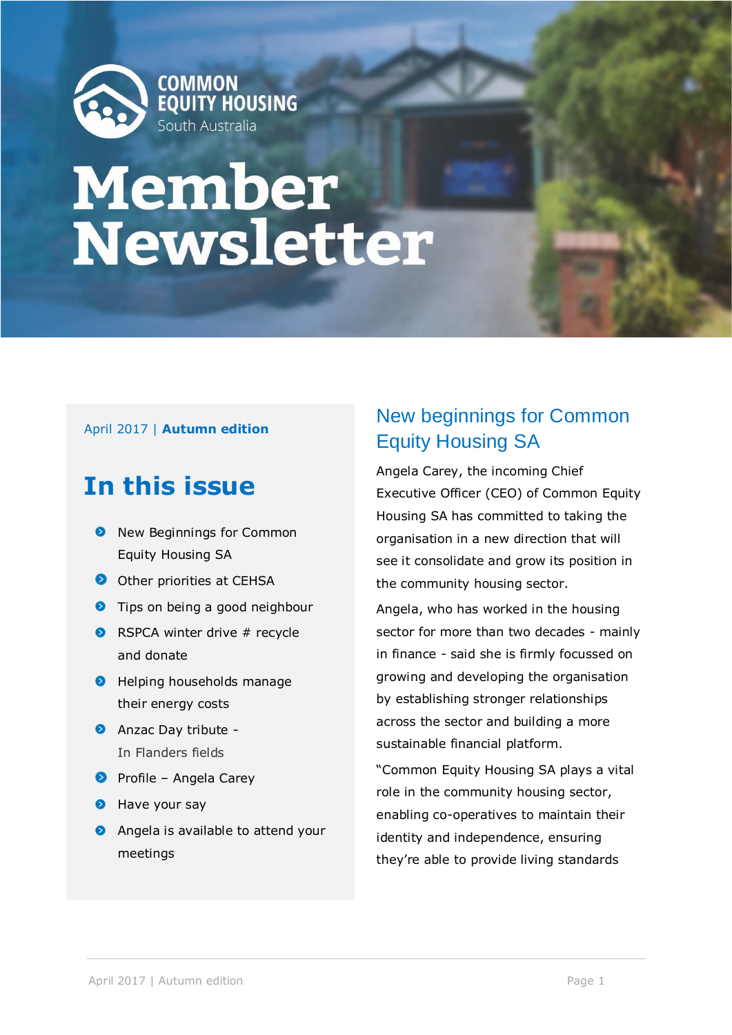COMMON EQUITY HOUSING
South Australia

# Member Newsletter

April 2017 | **Autumn edition**

## In this issue

- New Beginnings for Common Equity Housing SA
- Other priorities at CEHSA
- Tips on being a good neighbour
- RSPCA winter drive # recycle and donate
- Helping households manage their energy costs
- Anzac Day tribute - In Flanders fields
- Profile – Angela Carey
- Have your say
- Angela is available to attend your meetings

## New beginnings for Common Equity Housing SA

Angela Carey, the incoming Chief Executive Officer (CEO) of Common Equity Housing SA has committed to taking the organisation in a new direction that will see it consolidate and grow its position in the community housing sector.

Angela, who has worked in the housing sector for more than two decades - mainly in finance - said she is firmly focussed on growing and developing the organisation by establishing stronger relationships across the sector and building a more sustainable financial platform.

"Common Equity Housing SA plays a vital role in the community housing sector, enabling co-operatives to maintain their identity and independence, ensuring they're able to provide living standards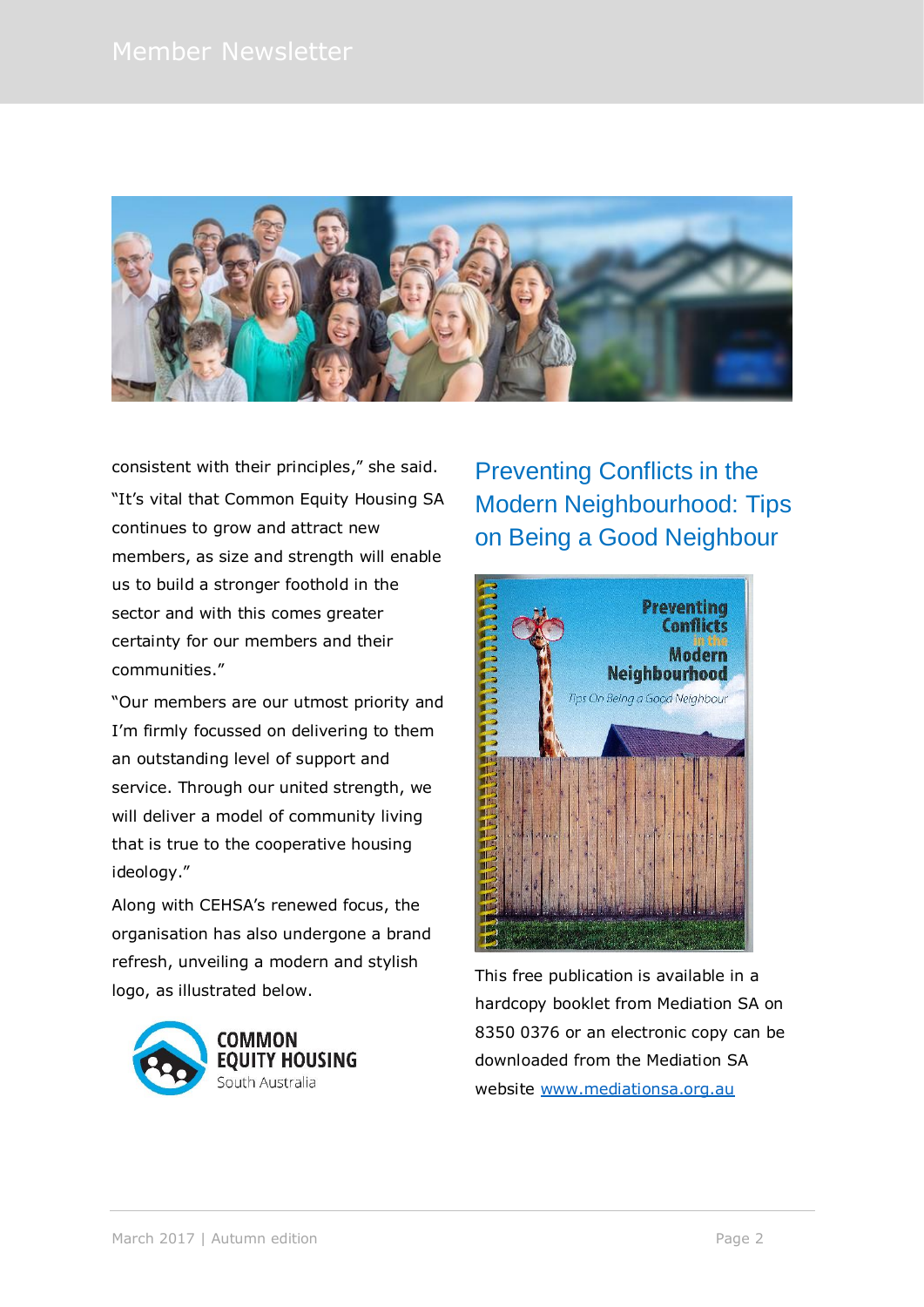consistent with their principles," she said.

"It's vital that Common Equity Housing SA continues to grow and attract new members, as size and strength will enable us to build a stronger foothold in the sector and with this comes greater certainty for our members and their communities."

"Our members are our utmost priority and I'm firmly focussed on delivering to them an outstanding level of support and service. Through our united strength, we will deliver a model of community living that is true to the cooperative housing ideology."

Along with CEHSA's renewed focus, the organisation has also undergone a brand refresh, unveiling a modern and stylish logo, as illustrated below.

COMMON EQUITY HOUSING South Australia

## Preventing Conflicts in the Modern Neighbourhood: Tips on Being a Good Neighbour

This free publication is available in a hardcopy booklet from Mediation SA on 8350 0376 or an electronic copy can be downloaded from the Mediation SA website [www.mediationsa.org.au](http://www.mediationsa.org.au)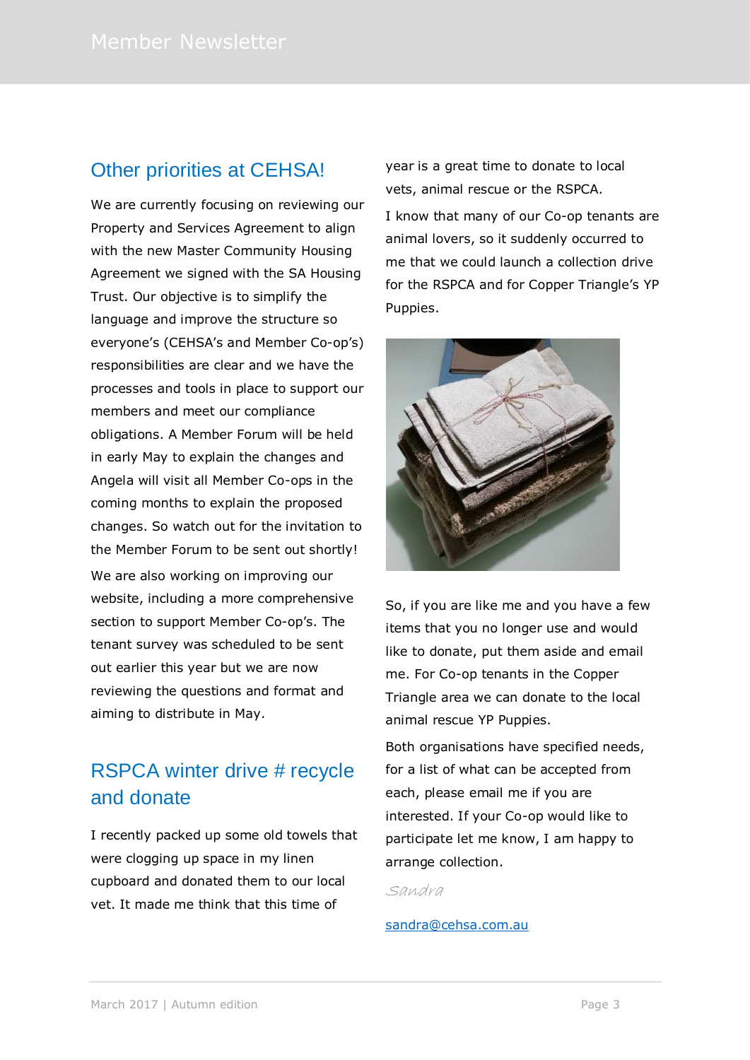## Other priorities at CEHSA!

We are currently focusing on reviewing our Property and Services Agreement to align with the new Master Community Housing Agreement we signed with the SA Housing Trust. Our objective is to simplify the language and improve the structure so everyone's (CEHSA's and Member Co-op's) responsibilities are clear and we have the processes and tools in place to support our members and meet our compliance obligations. A Member Forum will be held in early May to explain the changes and Angela will visit all Member Co-ops in the coming months to explain the proposed changes. So watch out for the invitation to the Member Forum to be sent out shortly!

We are also working on improving our website, including a more comprehensive section to support Member Co-op's. The tenant survey was scheduled to be sent out earlier this year but we are now reviewing the questions and format and aiming to distribute in May.

## RSPCA winter drive # recycle and donate

I recently packed up some old towels that were clogging up space in my linen cupboard and donated them to our local vet. It made me think that this time of year is a great time to donate to local vets, animal rescue or the RSPCA.

I know that many of our Co-op tenants are animal lovers, so it suddenly occurred to me that we could launch a collection drive for the RSPCA and for Copper Triangle's YP Puppies.

So, if you are like me and you have a few items that you no longer use and would like to donate, put them aside and email me. For Co-op tenants in the Copper Triangle area we can donate to the local animal rescue YP Puppies.

Both organisations have specified needs, for a list of what can be accepted from each, please email me if you are interested. If your Co-op would like to participate let me know, I am happy to arrange collection.

*Sandra*

sandra@cehsa.com.au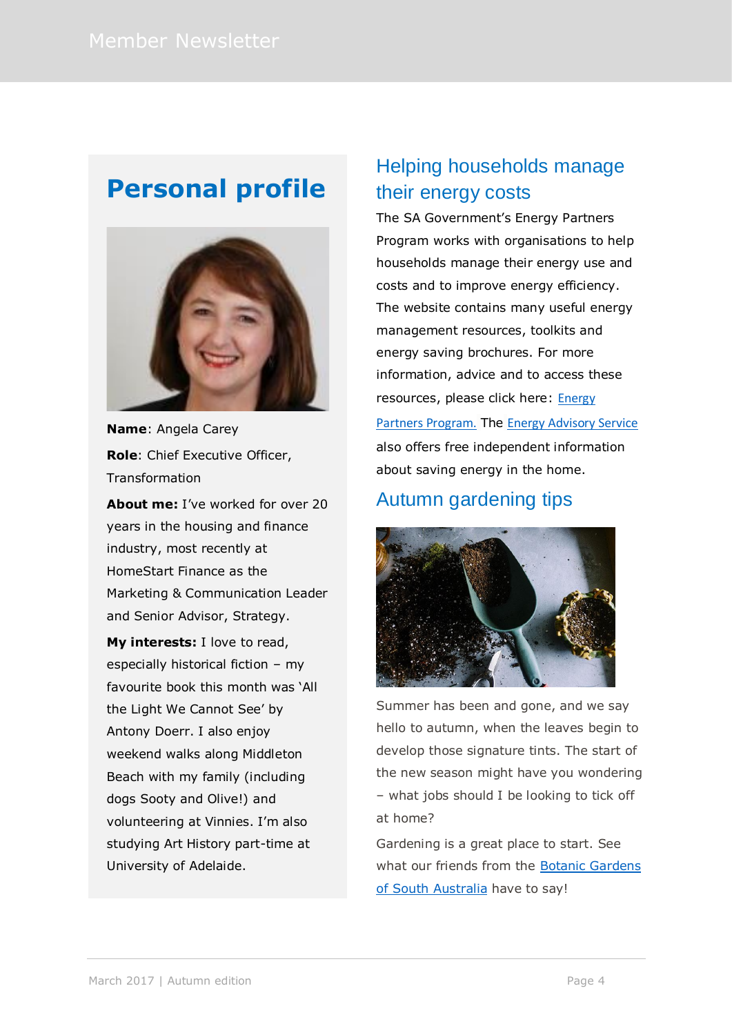## Personal profile

**Name**: Angela Carey

**Role**: Chief Executive Officer, Transformation

**About me:** I've worked for over 20 years in the housing and finance industry, most recently at HomeStart Finance as the Marketing & Communication Leader and Senior Advisor, Strategy.

**My interests:** I love to read, especially historical fiction – my favourite book this month was 'All the Light We Cannot See' by Antony Doerr. I also enjoy weekend walks along Middleton Beach with my family (including dogs Sooty and Olive!) and volunteering at Vinnies. I'm also studying Art History part-time at University of Adelaide.

## Helping households manage their energy costs

The SA Government's Energy Partners Program works with organisations to help households manage their energy use and costs and to improve energy efficiency. The website contains many useful energy management resources, toolkits and energy saving brochures. For more information, advice and to access these resources, please click here: Energy Partners Program. The Energy Advisory Service also offers free independent information about saving energy in the home.

## Autumn gardening tips

Summer has been and gone, and we say hello to autumn, when the leaves begin to develop those signature tints. The start of the new season might have you wondering – what jobs should I be looking to tick off at home?

Gardening is a great place to start. See what our friends from the Botanic Gardens of South Australia have to say!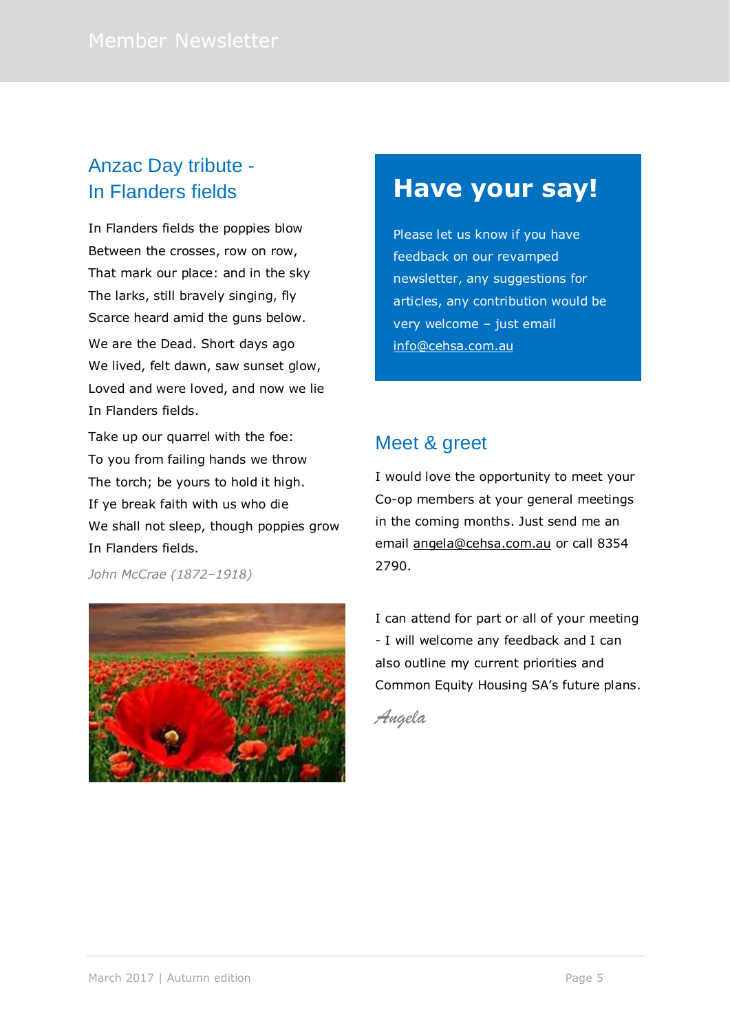## Anzac Day tribute - In Flanders fields

In Flanders fields the poppies blow  
Between the crosses, row on row,  
That mark our place: and in the sky  
The larks, still bravely singing, fly  
Scarce heard amid the guns below.

We are the Dead. Short days ago  
We lived, felt dawn, saw sunset glow,  
Loved and were loved, and now we lie  
In Flanders fields.

Take up our quarrel with the foe:  
To you from failing hands we throw  
The torch; be yours to hold it high.  
If ye break faith with us who die  
We shall not sleep, though poppies grow  
In Flanders fields.

*John McCrae (1872–1918)*

## Have your say!

Please let us know if you have feedback on our revamped newsletter, any suggestions for articles, any contribution would be very welcome – just email info@cehsa.com.au

## Meet & greet

I would love the opportunity to meet your Co-op members at your general meetings in the coming months. Just send me an email angela@cehsa.com.au or call 8354 2790.

I can attend for part or all of your meeting - I will welcome any feedback and I can also outline my current priorities and Common Equity Housing SA's future plans.

*Angela*